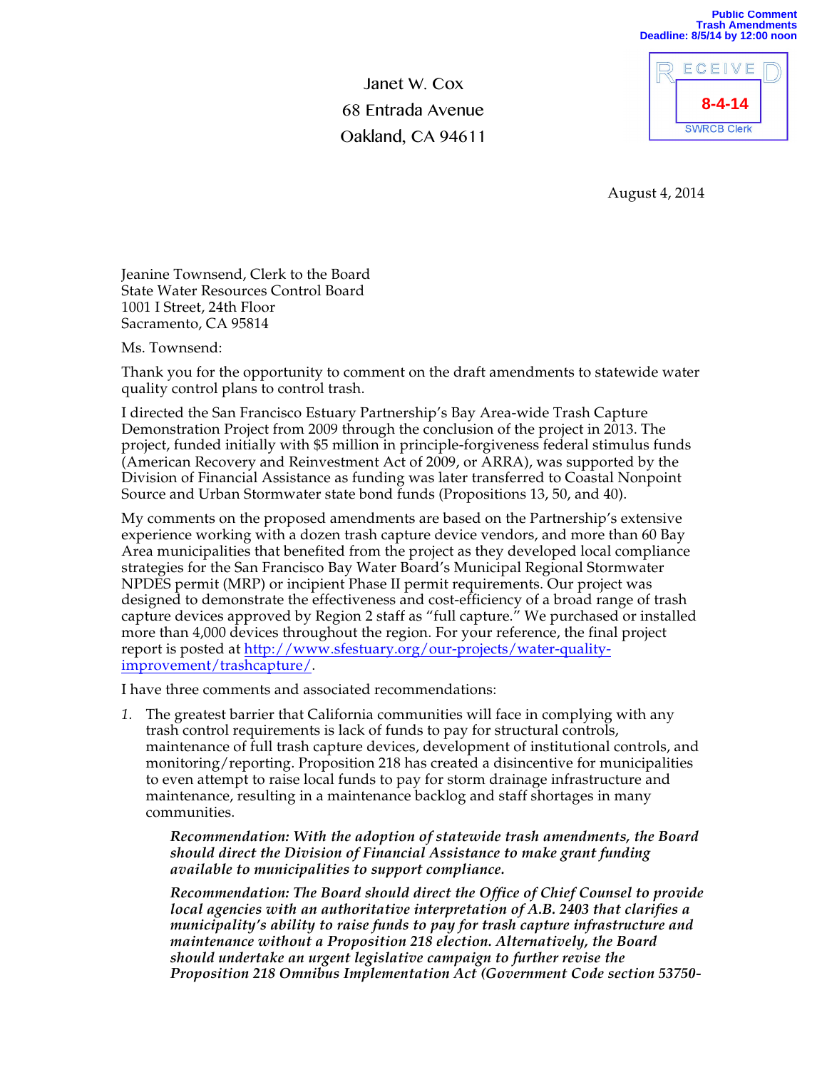Public Comment
Trash Amendments
Deadline: 8/5/14 by 12:00 noon

RECEIVED
8-4-14
SWRCB Clerk

Janet W. Cox
68 Entrada Avenue
Oakland, CA 94611

August 4, 2014

Jeanine Townsend, Clerk to the Board
State Water Resources Control Board
1001 I Street, 24th Floor
Sacramento, CA 95814

Ms. Townsend:

Thank you for the opportunity to comment on the draft amendments to statewide water quality control plans to control trash.

I directed the San Francisco Estuary Partnership's Bay Area-wide Trash Capture Demonstration Project from 2009 through the conclusion of the project in 2013. The project, funded initially with $5 million in principle-forgiveness federal stimulus funds (American Recovery and Reinvestment Act of 2009, or ARRA), was supported by the Division of Financial Assistance as funding was later transferred to Coastal Nonpoint Source and Urban Stormwater state bond funds (Propositions 13, 50, and 40).

My comments on the proposed amendments are based on the Partnership's extensive experience working with a dozen trash capture device vendors, and more than 60 Bay Area municipalities that benefited from the project as they developed local compliance strategies for the San Francisco Bay Water Board's Municipal Regional Stormwater NPDES permit (MRP) or incipient Phase II permit requirements. Our project was designed to demonstrate the effectiveness and cost-efficiency of a broad range of trash capture devices approved by Region 2 staff as "full capture." We purchased or installed more than 4,000 devices throughout the region. For your reference, the final project report is posted at [http://www.sfestuary.org/our-projects/water-quality-improvement/trashcapture/](http://www.sfestuary.org/our-projects/water-quality-improvement/trashcapture/).

I have three comments and associated recommendations:

1. The greatest barrier that California communities will face in complying with any trash control requirements is lack of funds to pay for structural controls, maintenance of full trash capture devices, development of institutional controls, and monitoring/reporting. Proposition 218 has created a disincentive for municipalities to even attempt to raise local funds to pay for storm drainage infrastructure and maintenance, resulting in a maintenance backlog and staff shortages in many communities.

   ***Recommendation: With the adoption of statewide trash amendments, the Board should direct the Division of Financial Assistance to make grant funding available to municipalities to support compliance.***

   ***Recommendation: The Board should direct the Office of Chief Counsel to provide local agencies with an authoritative interpretation of A.B. 2403 that clarifies a municipality's ability to raise funds to pay for trash capture infrastructure and maintenance without a Proposition 218 election. Alternatively, the Board should undertake an urgent legislative campaign to further revise the Proposition 218 Omnibus Implementation Act (Government Code section 53750-***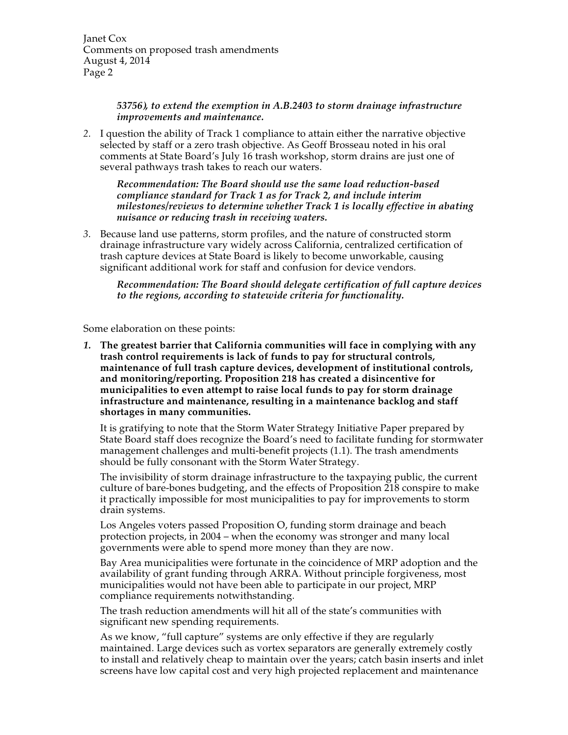*53756), to extend the exemption in A.B.2403 to storm drainage infrastructure improvements and maintenance.*

2. I question the ability of Track 1 compliance to attain either the narrative objective selected by staff or a zero trash objective. As Geoff Brosseau noted in his oral comments at State Board's July 16 trash workshop, storm drains are just one of several pathways trash takes to reach our waters.

   ***Recommendation: The Board should use the same load reduction-based compliance standard for Track 1 as for Track 2, and include interim milestones/reviews to determine whether Track 1 is locally effective in abating nuisance or reducing trash in receiving waters.***

3. Because land use patterns, storm profiles, and the nature of constructed storm drainage infrastructure vary widely across California, centralized certification of trash capture devices at State Board is likely to become unworkable, causing significant additional work for staff and confusion for device vendors.

   ***Recommendation: The Board should delegate certification of full capture devices to the regions, according to statewide criteria for functionality.***

Some elaboration on these points:

1. **The greatest barrier that California communities will face in complying with any trash control requirements is lack of funds to pay for structural controls, maintenance of full trash capture devices, development of institutional controls, and monitoring/reporting. Proposition 218 has created a disincentive for municipalities to even attempt to raise local funds to pay for storm drainage infrastructure and maintenance, resulting in a maintenance backlog and staff shortages in many communities.**

   It is gratifying to note that the Storm Water Strategy Initiative Paper prepared by State Board staff does recognize the Board's need to facilitate funding for stormwater management challenges and multi-benefit projects (1.1). The trash amendments should be fully consonant with the Storm Water Strategy.

   The invisibility of storm drainage infrastructure to the taxpaying public, the current culture of bare-bones budgeting, and the effects of Proposition 218 conspire to make it practically impossible for most municipalities to pay for improvements to storm drain systems.

   Los Angeles voters passed Proposition O, funding storm drainage and beach protection projects, in 2004 – when the economy was stronger and many local governments were able to spend more money than they are now.

   Bay Area municipalities were fortunate in the coincidence of MRP adoption and the availability of grant funding through ARRA. Without principle forgiveness, most municipalities would not have been able to participate in our project, MRP compliance requirements notwithstanding.

   The trash reduction amendments will hit all of the state's communities with significant new spending requirements.

   As we know, "full capture" systems are only effective if they are regularly maintained. Large devices such as vortex separators are generally extremely costly to install and relatively cheap to maintain over the years; catch basin inserts and inlet screens have low capital cost and very high projected replacement and maintenance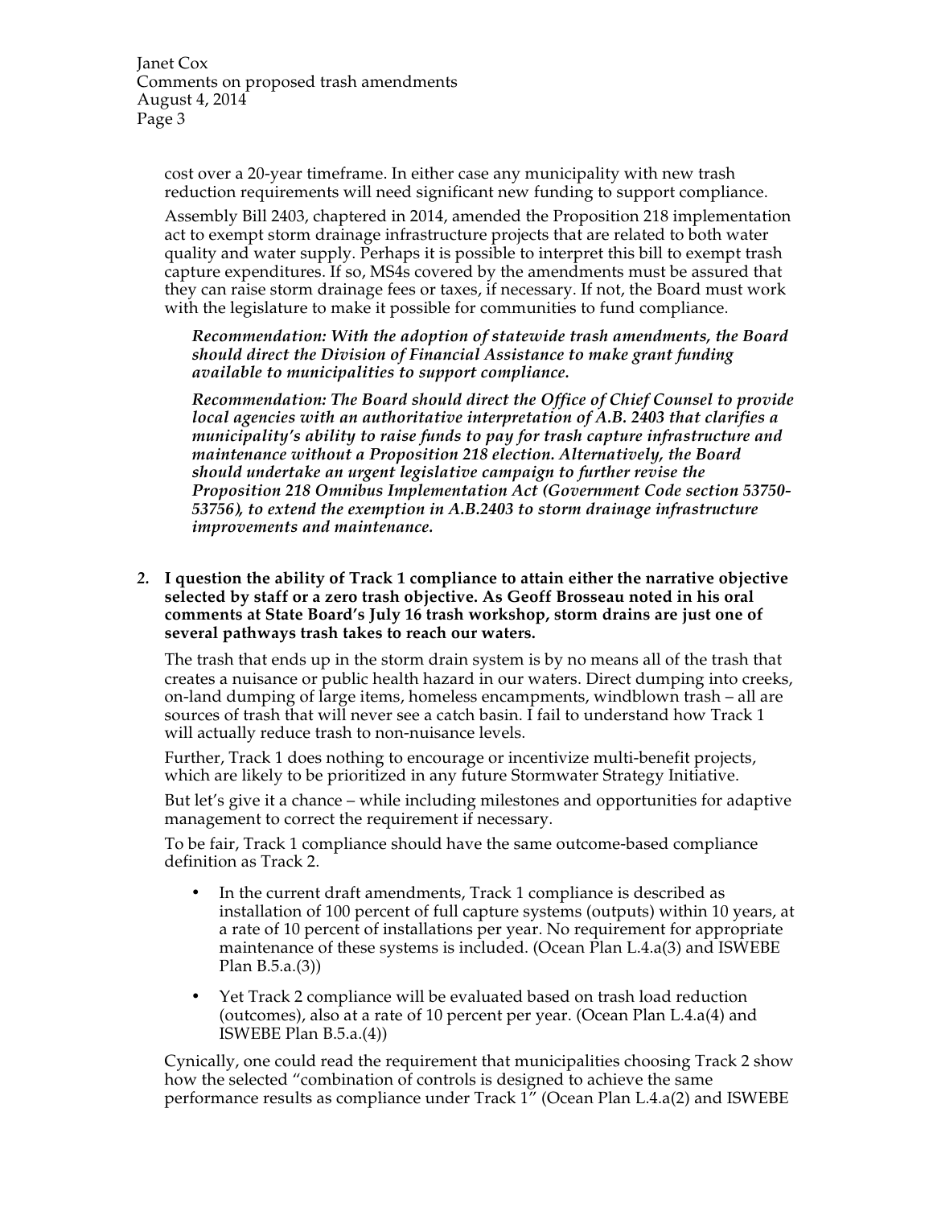cost over a 20-year timeframe. In either case any municipality with new trash reduction requirements will need significant new funding to support compliance.

Assembly Bill 2403, chaptered in 2014, amended the Proposition 218 implementation act to exempt storm drainage infrastructure projects that are related to both water quality and water supply. Perhaps it is possible to interpret this bill to exempt trash capture expenditures. If so, MS4s covered by the amendments must be assured that they can raise storm drainage fees or taxes, if necessary. If not, the Board must work with the legislature to make it possible for communities to fund compliance.

> ***Recommendation: With the adoption of statewide trash amendments, the Board should direct the Division of Financial Assistance to make grant funding available to municipalities to support compliance.***
>
> ***Recommendation: The Board should direct the Office of Chief Counsel to provide local agencies with an authoritative interpretation of A.B. 2403 that clarifies a municipality's ability to raise funds to pay for trash capture infrastructure and maintenance without a Proposition 218 election. Alternatively, the Board should undertake an urgent legislative campaign to further revise the Proposition 218 Omnibus Implementation Act (Government Code section 53750-53756), to extend the exemption in A.B.2403 to storm drainage infrastructure improvements and maintenance.***

**2. I question the ability of Track 1 compliance to attain either the narrative objective selected by staff or a zero trash objective. As Geoff Brosseau noted in his oral comments at State Board's July 16 trash workshop, storm drains are just one of several pathways trash takes to reach our waters.**

The trash that ends up in the storm drain system is by no means all of the trash that creates a nuisance or public health hazard in our waters. Direct dumping into creeks, on-land dumping of large items, homeless encampments, windblown trash – all are sources of trash that will never see a catch basin. I fail to understand how Track 1 will actually reduce trash to non-nuisance levels.

Further, Track 1 does nothing to encourage or incentivize multi-benefit projects, which are likely to be prioritized in any future Stormwater Strategy Initiative.

But let's give it a chance – while including milestones and opportunities for adaptive management to correct the requirement if necessary.

To be fair, Track 1 compliance should have the same outcome-based compliance definition as Track 2.

- In the current draft amendments, Track 1 compliance is described as installation of 100 percent of full capture systems (outputs) within 10 years, at a rate of 10 percent of installations per year. No requirement for appropriate maintenance of these systems is included. (Ocean Plan L.4.a(3) and ISWEBE Plan B.5.a.(3))
- Yet Track 2 compliance will be evaluated based on trash load reduction (outcomes), also at a rate of 10 percent per year. (Ocean Plan L.4.a(4) and ISWEBE Plan B.5.a.(4))

Cynically, one could read the requirement that municipalities choosing Track 2 show how the selected "combination of controls is designed to achieve the same performance results as compliance under Track 1" (Ocean Plan L.4.a(2) and ISWEBE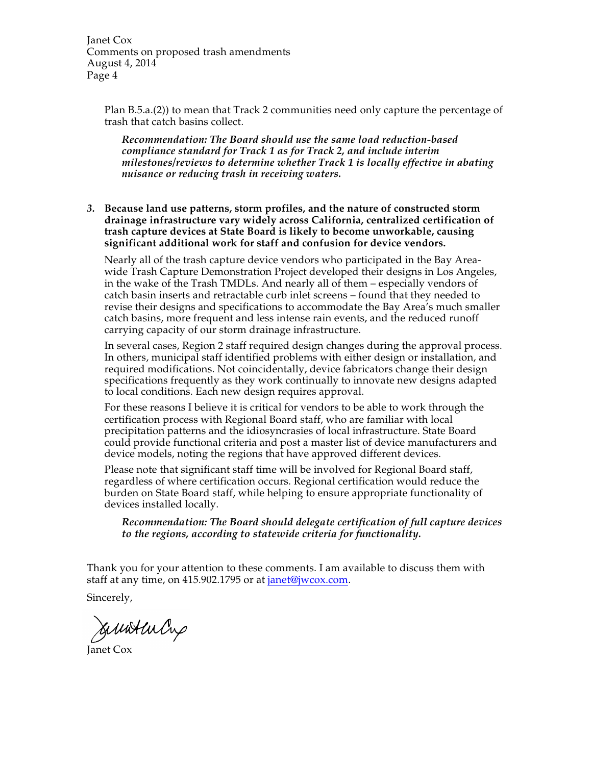Plan B.5.a.(2)) to mean that Track 2 communities need only capture the percentage of trash that catch basins collect.

***Recommendation: The Board should use the same load reduction-based compliance standard for Track 1 as for Track 2, and include interim milestones/reviews to determine whether Track 1 is locally effective in abating nuisance or reducing trash in receiving waters.***

**3. Because land use patterns, storm profiles, and the nature of constructed storm drainage infrastructure vary widely across California, centralized certification of trash capture devices at State Board is likely to become unworkable, causing significant additional work for staff and confusion for device vendors.**

Nearly all of the trash capture device vendors who participated in the Bay Area-wide Trash Capture Demonstration Project developed their designs in Los Angeles, in the wake of the Trash TMDLs. And nearly all of them – especially vendors of catch basin inserts and retractable curb inlet screens – found that they needed to revise their designs and specifications to accommodate the Bay Area's much smaller catch basins, more frequent and less intense rain events, and the reduced runoff carrying capacity of our storm drainage infrastructure.

In several cases, Region 2 staff required design changes during the approval process. In others, municipal staff identified problems with either design or installation, and required modifications. Not coincidentally, device fabricators change their design specifications frequently as they work continually to innovate new designs adapted to local conditions. Each new design requires approval.

For these reasons I believe it is critical for vendors to be able to work through the certification process with Regional Board staff, who are familiar with local precipitation patterns and the idiosyncrasies of local infrastructure. State Board could provide functional criteria and post a master list of device manufacturers and device models, noting the regions that have approved different devices.

Please note that significant staff time will be involved for Regional Board staff, regardless of where certification occurs. Regional certification would reduce the burden on State Board staff, while helping to ensure appropriate functionality of devices installed locally.

***Recommendation: The Board should delegate certification of full capture devices to the regions, according to statewide criteria for functionality.***

Thank you for your attention to these comments. I am available to discuss them with staff at any time, on 415.902.1795 or at janet@jwcox.com.

Sincerely,

Janet Cox